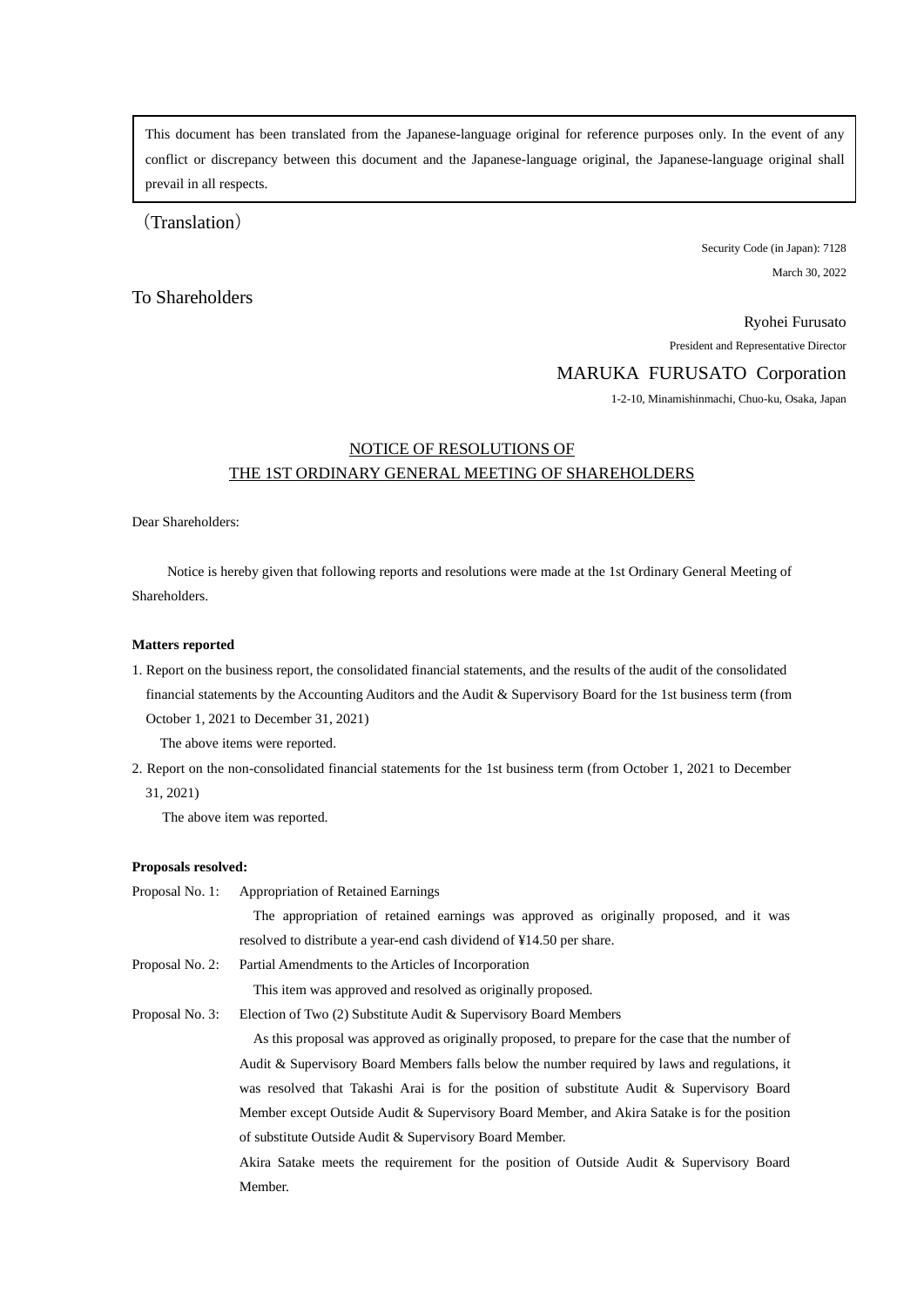This document has been translated from the Japanese-language original for reference purposes only. In the event of any conflict or discrepancy between this document and the Japanese-language original, the Japanese-language original shall prevail in all respects.

（Translation）

Security Code (in Japan): 7128

March 30, 2022

To Shareholders

Ryohei Furusato

President and Representative Director

MARUKA FURUSATO Corporation

1-2-10, Minamishinmachi, Chuo-ku, Osaka, Japan

# NOTICE OF RESOLUTIONS OF THE 1ST ORDINARY GENERAL MEETING OF SHAREHOLDERS

Dear Shareholders:

Notice is hereby given that following reports and resolutions were made at the 1st Ordinary General Meeting of Shareholders.

**Matters reported**

1. Report on the business report, the consolidated financial statements, and the results of the audit of the consolidated financial statements by the Accounting Auditors and the Audit & Supervisory Board for the 1st business term (from October 1, 2021 to December 31, 2021)

   The above items were reported.

2. Report on the non-consolidated financial statements for the 1st business term (from October 1, 2021 to December 31, 2021)

   The above item was reported.

**Proposals resolved:**

Proposal No. 1: Appropriation of Retained Earnings

The appropriation of retained earnings was approved as originally proposed, and it was resolved to distribute a year-end cash dividend of ¥14.50 per share.

Proposal No. 2: Partial Amendments to the Articles of Incorporation

This item was approved and resolved as originally proposed.

Proposal No. 3: Election of Two (2) Substitute Audit & Supervisory Board Members

As this proposal was approved as originally proposed, to prepare for the case that the number of Audit & Supervisory Board Members falls below the number required by laws and regulations, it was resolved that Takashi Arai is for the position of substitute Audit & Supervisory Board Member except Outside Audit & Supervisory Board Member, and Akira Satake is for the position of substitute Outside Audit & Supervisory Board Member.

Akira Satake meets the requirement for the position of Outside Audit & Supervisory Board Member.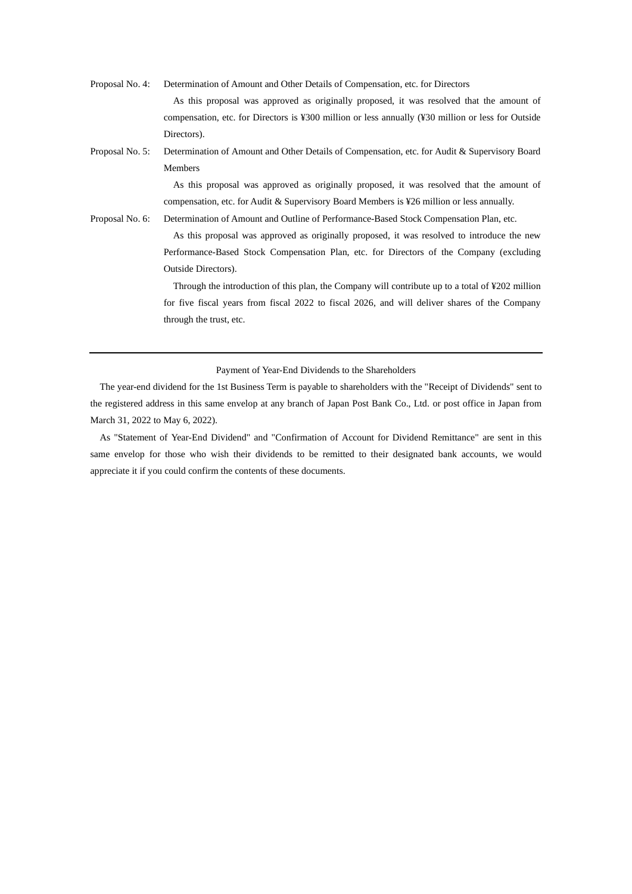Proposal No. 4: Determination of Amount and Other Details of Compensation, etc. for Directors

As this proposal was approved as originally proposed, it was resolved that the amount of compensation, etc. for Directors is ¥300 million or less annually (¥30 million or less for Outside Directors).

Proposal No. 5: Determination of Amount and Other Details of Compensation, etc. for Audit & Supervisory Board Members

As this proposal was approved as originally proposed, it was resolved that the amount of compensation, etc. for Audit & Supervisory Board Members is ¥26 million or less annually.

Proposal No. 6: Determination of Amount and Outline of Performance-Based Stock Compensation Plan, etc.

As this proposal was approved as originally proposed, it was resolved to introduce the new Performance-Based Stock Compensation Plan, etc. for Directors of the Company (excluding Outside Directors).

Through the introduction of this plan, the Company will contribute up to a total of ¥202 million for five fiscal years from fiscal 2022 to fiscal 2026, and will deliver shares of the Company through the trust, etc.

---

## Payment of Year-End Dividends to the Shareholders

The year-end dividend for the 1st Business Term is payable to shareholders with the "Receipt of Dividends" sent to the registered address in this same envelop at any branch of Japan Post Bank Co., Ltd. or post office in Japan from March 31, 2022 to May 6, 2022).

As "Statement of Year-End Dividend" and "Confirmation of Account for Dividend Remittance" are sent in this same envelop for those who wish their dividends to be remitted to their designated bank accounts, we would appreciate it if you could confirm the contents of these documents.